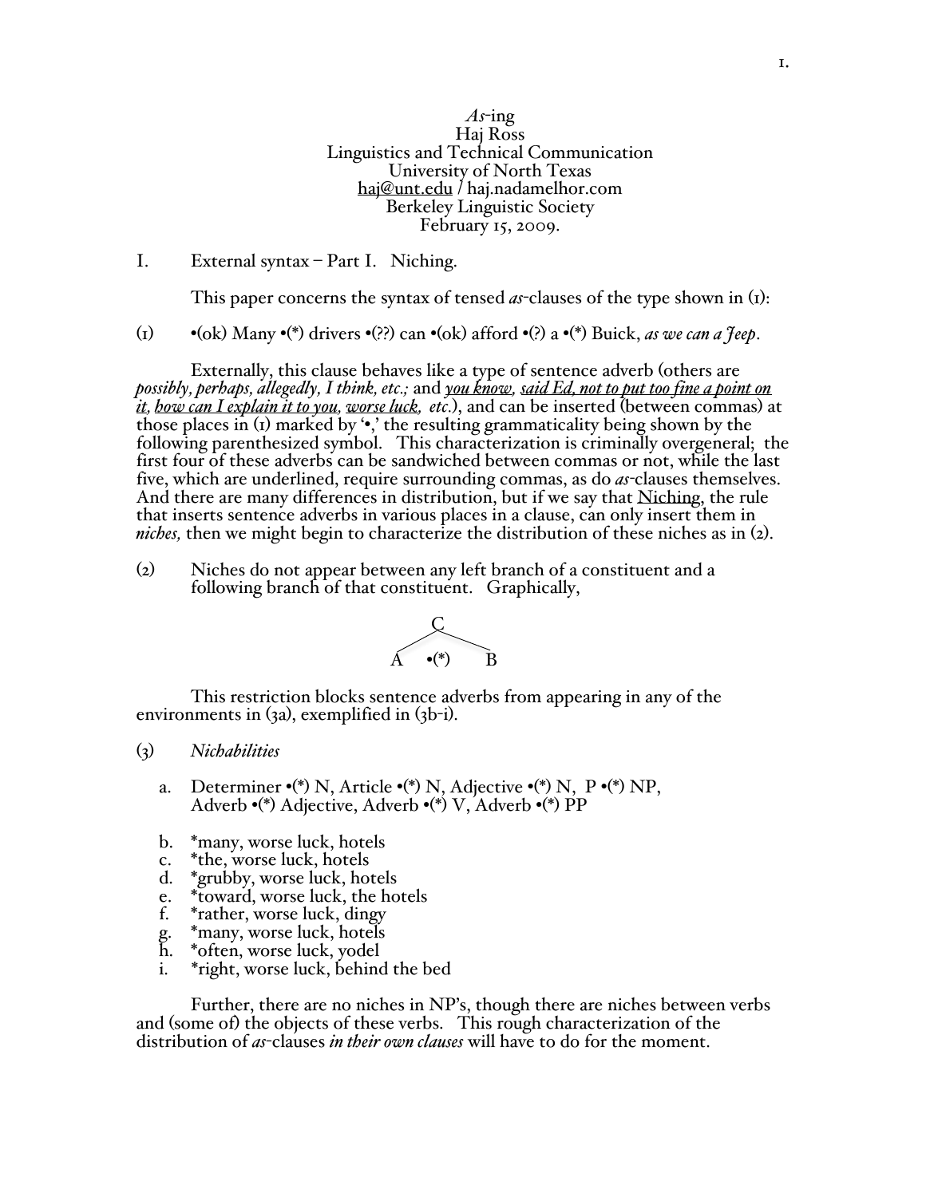*As*-ing
Haj Ross
Linguistics and Technical Communication
University of North Texas
haj@unt.edu / haj.nadamelhor.com
Berkeley Linguistic Society
February 15, 2009.

## I. External syntax – Part I. Niching.

This paper concerns the syntax of tensed *as*-clauses of the type shown in (1):

(1) •(ok) Many •(*) drivers •(??) can •(ok) afford •(?) a •(*) Buick, *as we can a Jeep*.

Externally, this clause behaves like a type of sentence adverb (others are *possibly, perhaps, allegedly, I think, etc.;* and *you know, said Ed, not to put too fine a point on it, how can I explain it to you, worse luck, etc.*), and can be inserted (between commas) at those places in (1) marked by '•,' the resulting grammaticality being shown by the following parenthesized symbol. This characterization is criminally overgeneral; the first four of these adverbs can be sandwiched between commas or not, while the last five, which are underlined, require surrounding commas, as do *as*-clauses themselves. And there are many differences in distribution, but if we say that Niching, the rule that inserts sentence adverbs in various places in a clause, can only insert them in *niches,* then we might begin to characterize the distribution of these niches as in (2).

(2) Niches do not appear between any left branch of a constituent and a following branch of that constituent. Graphically,

```
      C
     / \
    A •(*) B
```

This restriction blocks sentence adverbs from appearing in any of the environments in (3a), exemplified in (3b-i).

(3) *Nichabilities*

a. Determiner •(*) N, Article •(*) N, Adjective •(*) N, P •(*) NP, Adverb •(*) Adjective, Adverb •(*) V, Adverb •(*) PP

b. *many, worse luck, hotels
c. *the, worse luck, hotels
d. *grubby, worse luck, hotels
e. *toward, worse luck, the hotels
f. *rather, worse luck, dingy
g. *many, worse luck, hotels
h. *often, worse luck, yodel
i. *right, worse luck, behind the bed

Further, there are no niches in NP's, though there are niches between verbs and (some of) the objects of these verbs. This rough characterization of the distribution of *as*-clauses *in their own clauses* will have to do for the moment.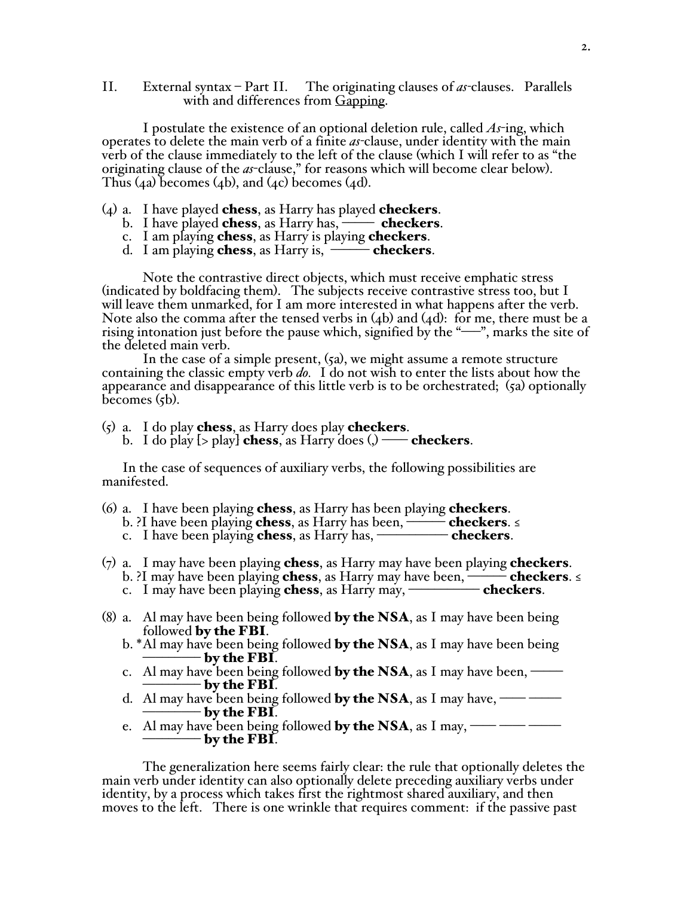II. External syntax – Part II. The originating clauses of *as*-clauses. Parallels with and differences from <u>Gapping</u>.

I postulate the existence of an optional deletion rule, called *As*-ing, which operates to delete the main verb of a finite *as*-clause, under identity with the main verb of the clause immediately to the left of the clause (which I will refer to as "the originating clause of the *as*-clause," for reasons which will become clear below). Thus (4a) becomes (4b), and (4c) becomes (4d).

(4) a. I have played **chess**, as Harry has played **checkers**.
    b. I have played **chess**, as Harry has, ——— **checkers**.
    c. I am playing **chess**, as Harry is playing **checkers**.
    d. I am playing **chess**, as Harry is, ——— **checkers**.

Note the contrastive direct objects, which must receive emphatic stress (indicated by boldfacing them). The subjects receive contrastive stress too, but I will leave them unmarked, for I am more interested in what happens after the verb. Note also the comma after the tensed verbs in (4b) and (4d): for me, there must be a rising intonation just before the pause which, signified by the "——", marks the site of the deleted main verb.

In the case of a simple present, (5a), we might assume a remote structure containing the classic empty verb *do*. I do not wish to enter the lists about how the appearance and disappearance of this little verb is to be orchestrated; (5a) optionally becomes (5b).

(5) a. I do play **chess**, as Harry does play **checkers**.
    b. I do play [> play] **chess**, as Harry does (,) —— **checkers**.

In the case of sequences of auxiliary verbs, the following possibilities are manifested.

(6) a. I have been playing **chess**, as Harry has been playing **checkers**.
    b. ?I have been playing **chess**, as Harry has been, ——— **checkers**. ≤
    c. I have been playing **chess**, as Harry has, ————— **checkers**.

(7) a. I may have been playing **chess**, as Harry may have been playing **checkers**.
    b. ?I may have been playing **chess**, as Harry may have been, ——— **checkers**. ≤
    c. I may have been playing **chess**, as Harry may, ————— **checkers**.

(8) a. Al may have been being followed **by the NSA**, as I may have been being followed **by the FBI**.
    b. *Al may have been being followed **by the NSA**, as I may have been being ———— **by the FBI**.
    c. Al may have been being followed **by the NSA**, as I may have been, ——— ———— **by the FBI**.
    d. Al may have been being followed **by the NSA**, as I may have, —— ——— ———— **by the FBI**.
    e. Al may have been being followed **by the NSA**, as I may, —— —— ——— ———— **by the FBI**.

The generalization here seems fairly clear: the rule that optionally deletes the main verb under identity can also optionally delete preceding auxiliary verbs under identity, by a process which takes first the rightmost shared auxiliary, and then moves to the left. There is one wrinkle that requires comment: if the passive past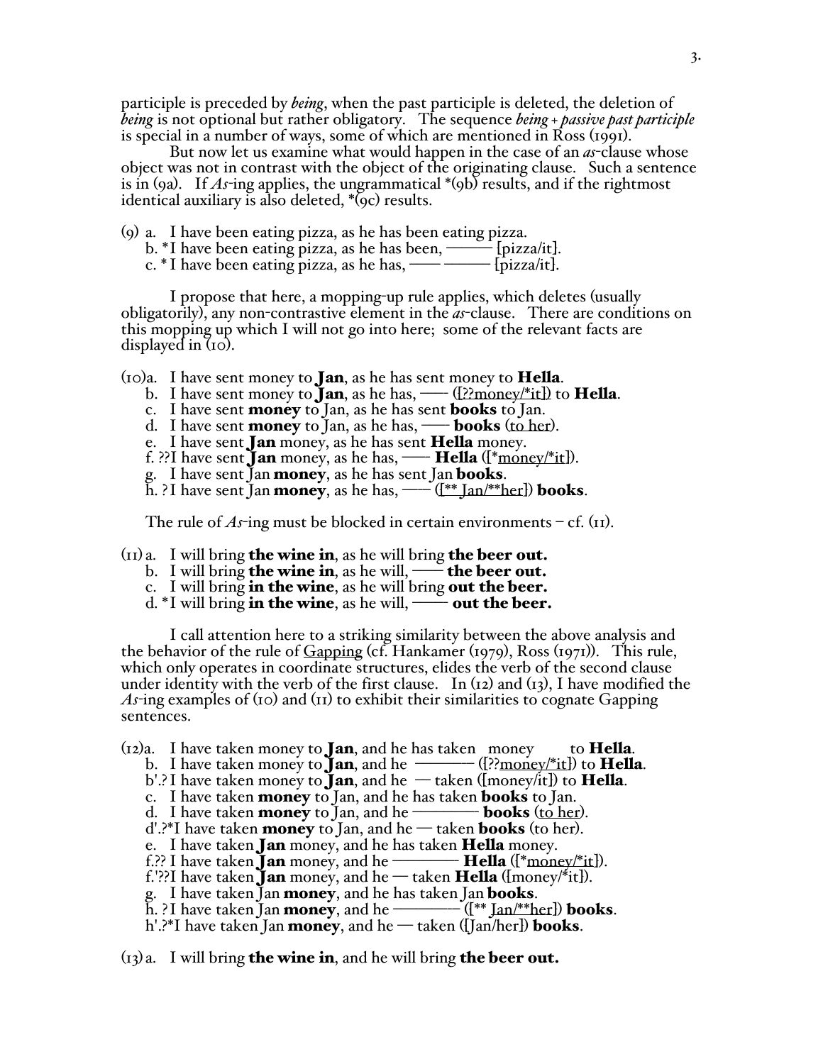participle is preceded by *being*, when the past participle is deleted, the deletion of *being* is not optional but rather obligatory. The sequence *being + passive past participle* is special in a number of ways, some of which are mentioned in Ross (1991).

But now let us examine what would happen in the case of an *as*-clause whose object was not in contrast with the object of the originating clause. Such a sentence is in (9a). If *As*-ing applies, the ungrammatical *(9b) results, and if the rightmost identical auxiliary is also deleted, *(9c) results.

(9) a. I have been eating pizza, as he has been eating pizza.
b. *I have been eating pizza, as he has been, ——— [pizza/it].
c. * I have been eating pizza, as he has, —— ——— [pizza/it].

I propose that here, a mopping-up rule applies, which deletes (usually obligatorily), any non-contrastive element in the *as*-clause. There are conditions on this mopping up which I will not go into here; some of the relevant facts are displayed in (10).

(10)a. I have sent money to **Jan**, as he has sent money to **Hella**.
b. I have sent money to **Jan**, as he has, —— ([??<u>money</u>/*<u>it</u>]) to **Hella**.
c. I have sent **money** to Jan, as he has sent **books** to Jan.
d. I have sent **money** to Jan, as he has, —— **books** (<u>to her</u>).
e. I have sent **Jan** money, as he has sent **Hella** money.
f. ??I have sent **Jan** money, as he has, —— **Hella** ([*<u>money</u>/*<u>it</u>]).
g. I have sent Jan **money**, as he has sent Jan **books**.
h. ?I have sent Jan **money**, as he has, —— ([** <u>Jan</u>/**<u>her</u>]) **books**.

The rule of *As*-ing must be blocked in certain environments – cf. (11).

(11) a. I will bring **the wine in**, as he will bring **the beer out.**
b. I will bring **the wine in**, as he will, —— **the beer out.**
c. I will bring **in the wine**, as he will bring **out the beer.**
d. *I will bring **in the wine**, as he will, ——— **out the beer.**

I call attention here to a striking similarity between the above analysis and the behavior of the rule of <u>Gapping</u> (cf. Hankamer (1979), Ross (1971)). This rule, which only operates in coordinate structures, elides the verb of the second clause under identity with the verb of the first clause. In (12) and (13), I have modified the *As*-ing examples of (10) and (11) to exhibit their similarities to cognate Gapping sentences.

(12)a. I have taken money to **Jan**, and he has taken money to **Hella**.
b. I have taken money to **Jan**, and he ———— ([??<u>money</u>/*<u>it</u>]) to **Hella**.
b'.? I have taken money to **Jan**, and he — taken ([money/it]) to **Hella**.
c. I have taken **money** to Jan, and he has taken **books** to Jan.
d. I have taken **money** to Jan, and he ———— **books** (<u>to her</u>).
d'.?*I have taken **money** to Jan, and he — taken **books** (to her).
e. I have taken **Jan** money, and he has taken **Hella** money.
f.?? I have taken **Jan** money, and he ———— **Hella** ([*<u>money</u>/*<u>it</u>]).
f.'??I have taken **Jan** money, and he — taken **Hella** ([money/*it]).
g. I have taken Jan **money**, and he has taken Jan **books**.
h. ?I have taken Jan **money**, and he ———— ([** <u>Jan</u>/**<u>her</u>]) **books**.
h'.?*I have taken Jan **money**, and he — taken ([Jan/her]) **books**.

(13) a. I will bring **the wine in**, and he will bring **the beer out.**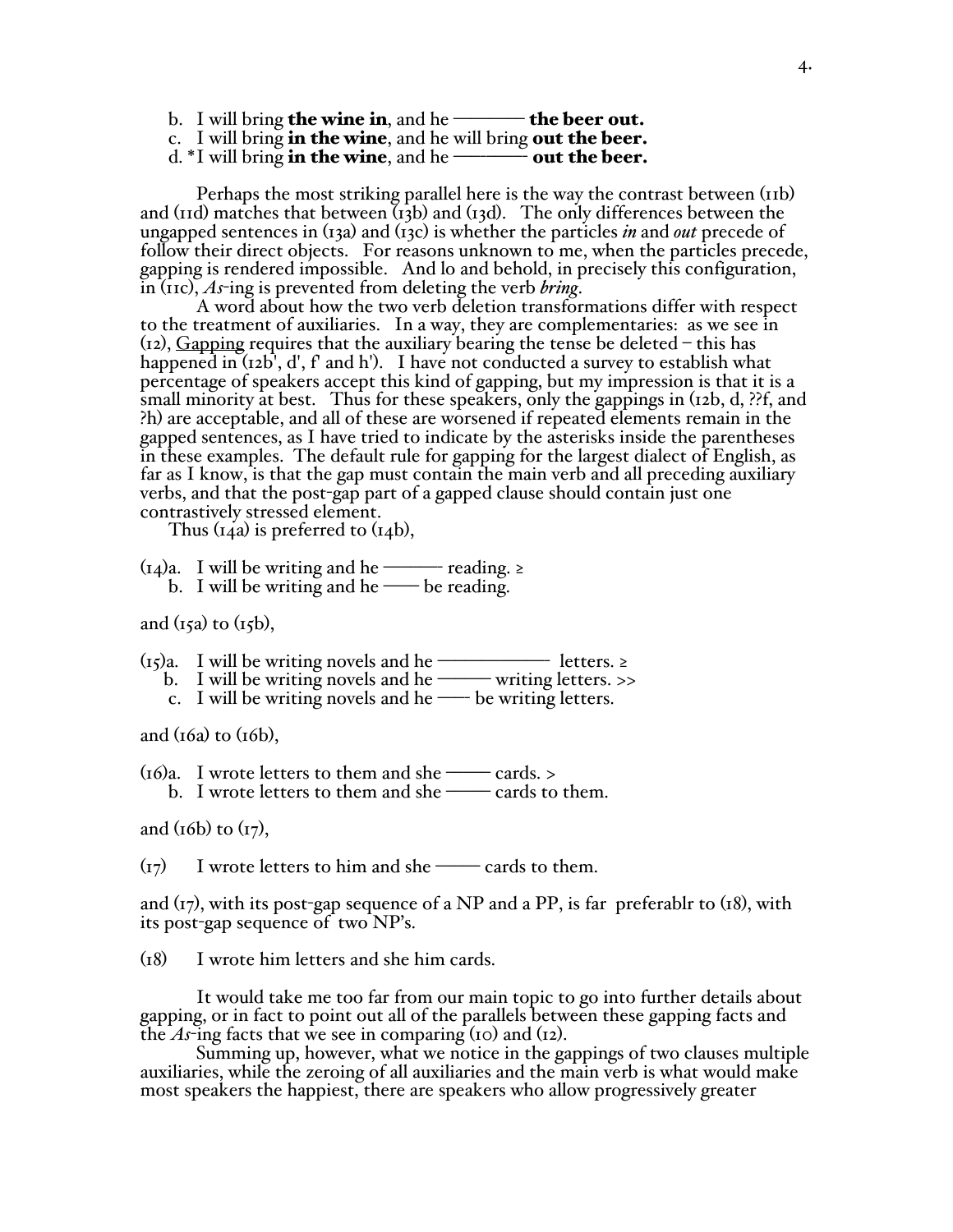b. I will bring **the wine in**, and he ——— **the beer out.**
c. I will bring **in the wine**, and he will bring **out the beer.**
d. *I will bring **in the wine**, and he ——— **out the beer.**

Perhaps the most striking parallel here is the way the contrast between (11b) and (11d) matches that between (13b) and (13d). The only differences between the ungapped sentences in (13a) and (13c) is whether the particles *in* and *out* precede of follow their direct objects. For reasons unknown to me, when the particles precede, gapping is rendered impossible. And lo and behold, in precisely this configuration, in (11c), *As*-ing is prevented from deleting the verb *bring*.

A word about how the two verb deletion transformations differ with respect to the treatment of auxiliaries. In a way, they are complementaries: as we see in (12), <u>Gapping</u> requires that the auxiliary bearing the tense be deleted – this has happened in (12b', d', f' and h'). I have not conducted a survey to establish what percentage of speakers accept this kind of gapping, but my impression is that it is a small minority at best. Thus for these speakers, only the gappings in (12b, d, ??f, and ?h) are acceptable, and all of these are worsened if repeated elements remain in the gapped sentences, as I have tried to indicate by the asterisks inside the parentheses in these examples. The default rule for gapping for the largest dialect of English, as far as I know, is that the gap must contain the main verb and all preceding auxiliary verbs, and that the post-gap part of a gapped clause should contain just one contrastively stressed element.

Thus (14a) is preferred to (14b),

(14)a. I will be writing and he ——— reading. ≥
b. I will be writing and he —— be reading.

and (15a) to (15b),

(15)a. I will be writing novels and he ——————— letters. ≥
b. I will be writing novels and he ——— writing letters. >>
c. I will be writing novels and he —— be writing letters.

and (16a) to (16b),

(16)a. I wrote letters to them and she ——— cards. >
b. I wrote letters to them and she ——— cards to them.

and (16b) to (17),

(17) I wrote letters to him and she ——— cards to them.

and (17), with its post-gap sequence of a NP and a PP, is far preferablr to (18), with its post-gap sequence of two NP's.

(18) I wrote him letters and she him cards.

It would take me too far from our main topic to go into further details about gapping, or in fact to point out all of the parallels between these gapping facts and the *As*-ing facts that we see in comparing (10) and (12).

Summing up, however, what we notice in the gappings of two clauses multiple auxiliaries, while the zeroing of all auxiliaries and the main verb is what would make most speakers the happiest, there are speakers who allow progressively greater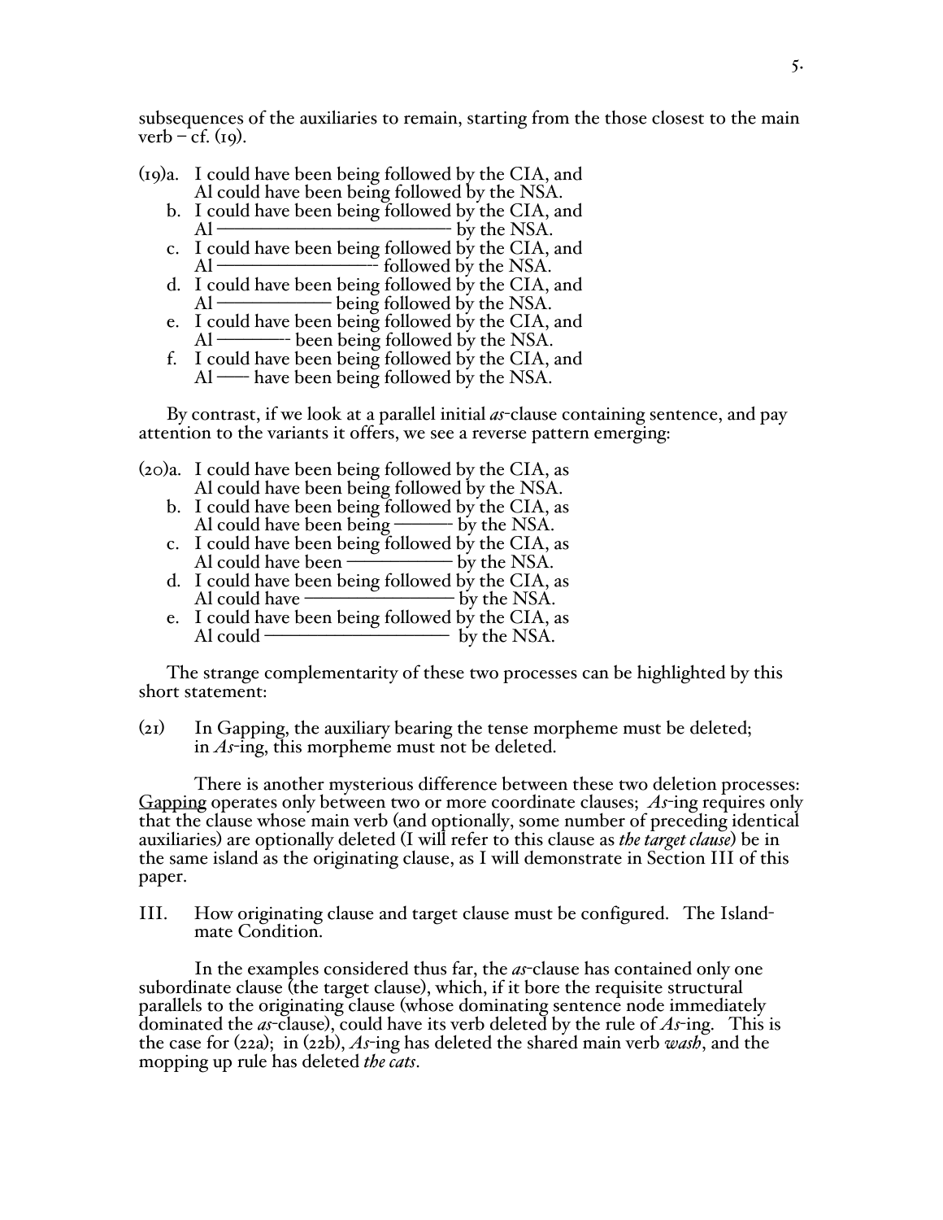subsequences of the auxiliaries to remain, starting from the those closest to the main verb – cf. (19).

(19)a. I could have been being followed by the CIA, and
  Al could have been being followed by the NSA.
  b. I could have been being followed by the CIA, and
  Al ———————————— by the NSA.
  c. I could have been being followed by the CIA, and
  Al ————————-- followed by the NSA.
  d. I could have been being followed by the CIA, and
  Al —————— being followed by the NSA.
  e. I could have been being followed by the CIA, and
  Al ————-- been being followed by the NSA.
  f. I could have been being followed by the CIA, and
  Al —— have been being followed by the NSA.

By contrast, if we look at a parallel initial *as*-clause containing sentence, and pay attention to the variants it offers, we see a reverse pattern emerging:

(20)a. I could have been being followed by the CIA, as
  Al could have been being followed by the NSA.
  b. I could have been being followed by the CIA, as
  Al could have been being ——— by the NSA.
  c. I could have been being followed by the CIA, as
  Al could have been ————— by the NSA.
  d. I could have been being followed by the CIA, as
  Al could have ——————— by the NSA.
  e. I could have been being followed by the CIA, as
  Al could ————————— by the NSA.

The strange complementarity of these two processes can be highlighted by this short statement:

(21) In Gapping, the auxiliary bearing the tense morpheme must be deleted; in *As*-ing, this morpheme must not be deleted.

There is another mysterious difference between these two deletion processes: Gapping operates only between two or more coordinate clauses; *As*-ing requires only that the clause whose main verb (and optionally, some number of preceding identical auxiliaries) are optionally deleted (I will refer to this clause as *the target clause*) be in the same island as the originating clause, as I will demonstrate in Section III of this paper.

## III. How originating clause and target clause must be configured. The Island-mate Condition.

In the examples considered thus far, the *as*-clause has contained only one subordinate clause (the target clause), which, if it bore the requisite structural parallels to the originating clause (whose dominating sentence node immediately dominated the *as*-clause), could have its verb deleted by the rule of *As*-ing. This is the case for (22a); in (22b), *As*-ing has deleted the shared main verb *wash*, and the mopping up rule has deleted *the cats*.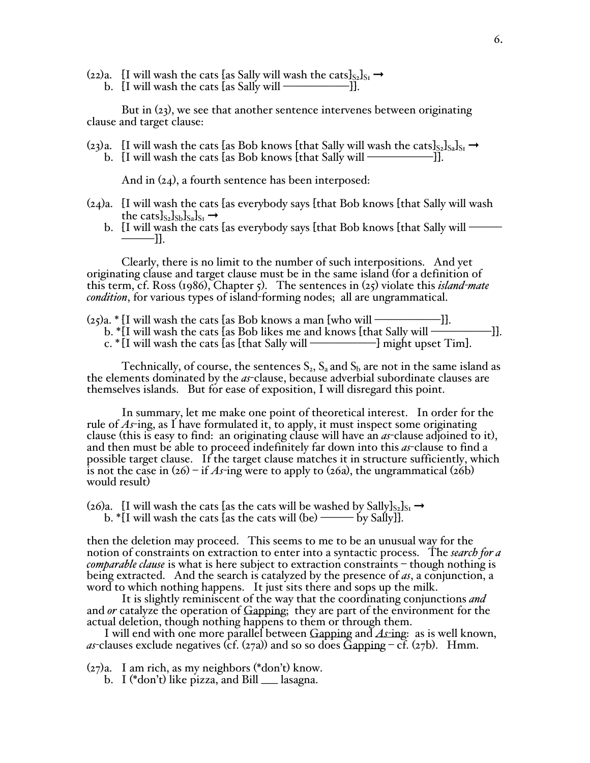(22)a. [I will wash the cats [as Sally will wash the cats]$_{S_2}$]$_{S_1}$ →
    b. [I will wash the cats [as Sally will ——————]].

    But in (23), we see that another sentence intervenes between originating clause and target clause:

(23)a. [I will wash the cats [as Bob knows [that Sally will wash the cats]$_{S_2}$]$_{S_a}$]$_{S_1}$ →
    b. [I will wash the cats [as Bob knows [that Sally will ——————]].

    And in (24), a fourth sentence has been interposed:

(24)a. [I will wash the cats [as everybody says [that Bob knows [that Sally will wash the cats]$_{S_2}$]$_{S_b}$]$_{S_a}$]$_{S_1}$ →
    b. [I will wash the cats [as everybody says [that Bob knows [that Sally will —————————]].

    Clearly, there is no limit to the number of such interpositions. And yet originating clause and target clause must be in the same island (for a definition of this term, cf. Ross (1986), Chapter 5). The sentences in (25) violate this *island-mate condition*, for various types of island-forming nodes; all are ungrammatical.

(25)a. * [I will wash the cats [as Bob knows a man [who will ——————]].
    b. *[I will wash the cats [as Bob likes me and knows [that Sally will ——————]].
    c. * [I will wash the cats [as [that Sally will ——————] might upset Tim].

    Technically, of course, the sentences $S_2$, $S_a$ and $S_b$ are not in the same island as the elements dominated by the *as*-clause, because adverbial subordinate clauses are themselves islands. But for ease of exposition, I will disregard this point.

    In summary, let me make one point of theoretical interest. In order for the rule of *As*-ing, as I have formulated it, to apply, it must inspect some originating clause (this is easy to find: an originating clause will have an *as*-clause adjoined to it), and then must be able to proceed indefinitely far down into this *as*-clause to find a possible target clause. If the target clause matches it in structure sufficiently, which is not the case in (26) – if *As*-ing were to apply to (26a), the ungrammatical (26b) would result)

(26)a. [I will wash the cats [as the cats will be washed by Sally]$_{S_2}$]$_{S_1}$ →
    b. *[I will wash the cats [as the cats will (be) ——— by Sally]].

then the deletion may proceed. This seems to me to be an unusual way for the notion of constraints on extraction to enter into a syntactic process. The *search for a comparable clause* is what is here subject to extraction constraints – though nothing is being extracted. And the search is catalyzed by the presence of *as*, a conjunction, a word to which nothing happens. It just sits there and sops up the milk.

    It is slightly reminiscent of the way that the coordinating conjunctions *and* and *or* catalyze the operation of Gapping; they are part of the environment for the actual deletion, though nothing happens to them or through them.

    I will end with one more parallel between Gapping and *As*-ing: as is well known, *as*-clauses exclude negatives (cf. (27a)) and so so does Gapping – cf. (27b). Hmm.

(27)a. I am rich, as my neighbors (*don't) know.
    b. I (*don't) like pizza, and Bill ___ lasagna.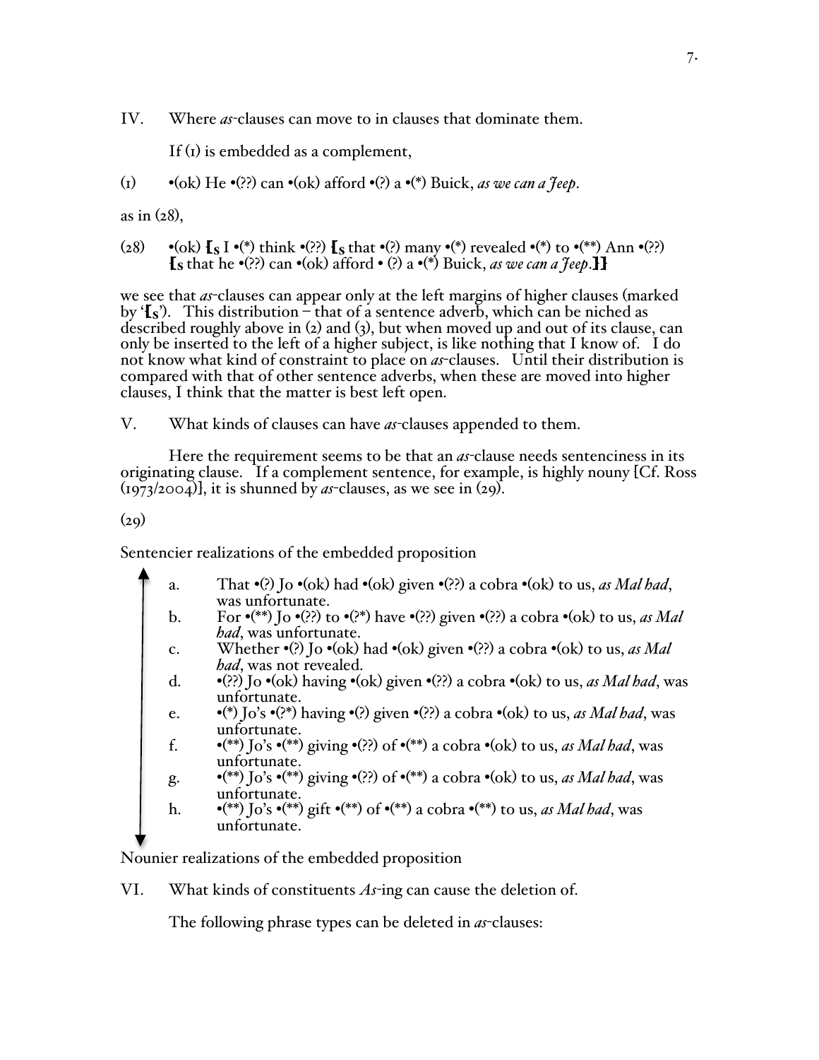IV. Where *as*-clauses can move to in clauses that dominate them.

If (1) is embedded as a complement,

(1) •(ok) He •(??) can •(ok) afford •(?) a •(*) Buick, *as we can a Jeep*.

as in (28),

(28) •(ok) [S I •(*) think •(??) [S that •(?) many •(*) revealed •(*) to •(**) Ann •(??) [S that he •(??) can •(ok) afford • (?) a •(*) Buick, *as we can a Jeep*.]]

we see that *as*-clauses can appear only at the left margins of higher clauses (marked by '[S'). This distribution – that of a sentence adverb, which can be niched as described roughly above in (2) and (3), but when moved up and out of its clause, can only be inserted to the left of a higher subject, is like nothing that I know of. I do not know what kind of constraint to place on *as*-clauses. Until their distribution is compared with that of other sentence adverbs, when these are moved into higher clauses, I think that the matter is best left open.

V. What kinds of clauses can have *as*-clauses appended to them.

Here the requirement seems to be that an *as*-clause needs sentenciness in its originating clause. If a complement sentence, for example, is highly nouny [Cf. Ross (1973/2004)], it is shunned by *as*-clauses, as we see in (29).

(29)

Sentencier realizations of the embedded proposition

↑

a. That •(?) Jo •(ok) had •(ok) given •(??) a cobra •(ok) to us, *as Mal had*, was unfortunate.
b. For •(**) Jo •(??) to •(?*) have •(??) given •(??) a cobra •(ok) to us, *as Mal had*, was unfortunate.
c. Whether •(?) Jo •(ok) had •(ok) given •(??) a cobra •(ok) to us, *as Mal had*, was not revealed.
d. •(??) Jo •(ok) having •(ok) given •(??) a cobra •(ok) to us, *as Mal had*, was unfortunate.
e. •(*) Jo's •(?*) having •(?) given •(??) a cobra •(ok) to us, *as Mal had*, was unfortunate.
f. •(**) Jo's •(**) giving •(??) of •(**) a cobra •(ok) to us, *as Mal had*, was unfortunate.
g. •(**) Jo's •(**) giving •(??) of •(**) a cobra •(ok) to us, *as Mal had*, was unfortunate.
h. •(**) Jo's •(**) gift •(**) of •(**) a cobra •(**) to us, *as Mal had*, was unfortunate.

↓

Nounier realizations of the embedded proposition

VI. What kinds of constituents *As*-ing can cause the deletion of.

The following phrase types can be deleted in *as*-clauses: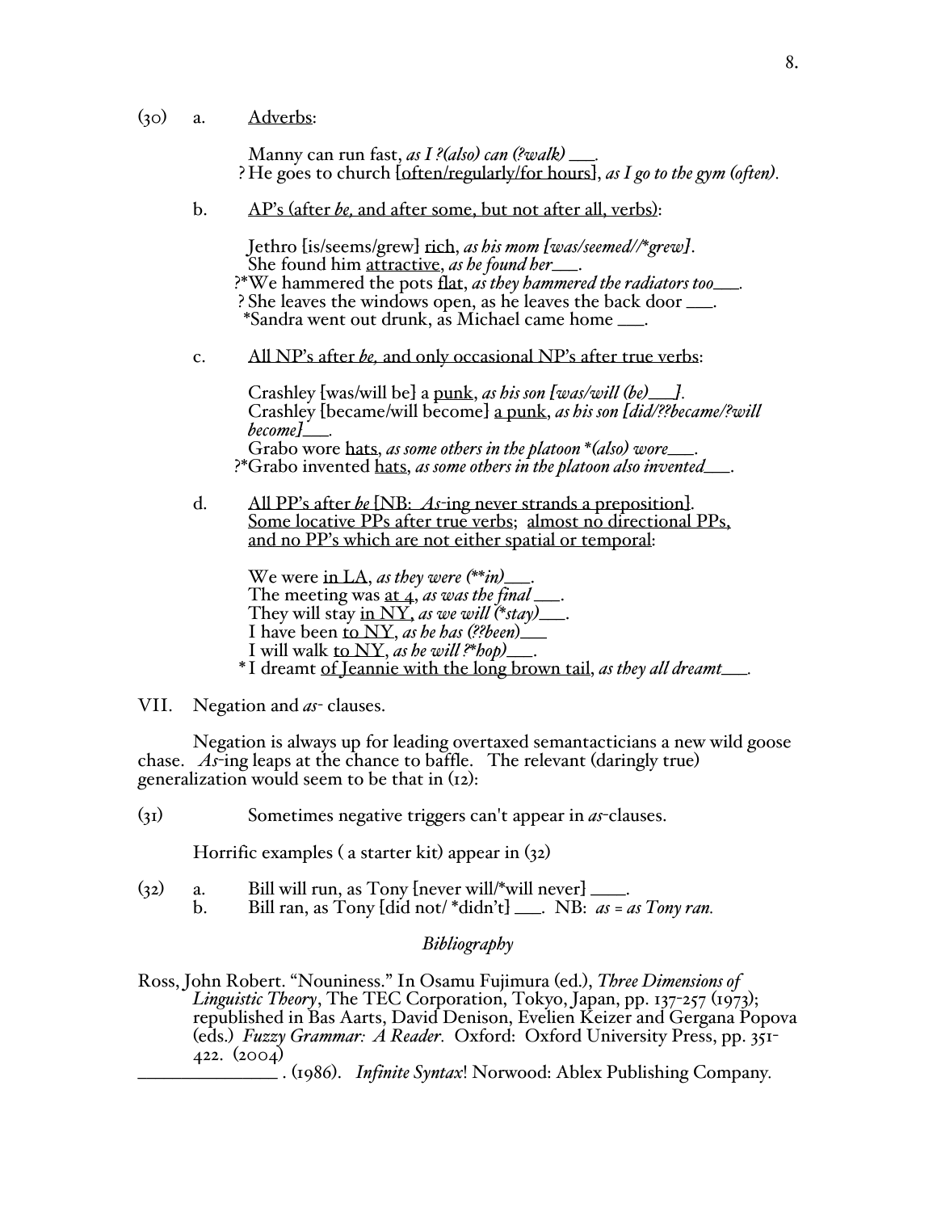(30) a. Adverbs:

Manny can run fast, *as I ?(also) can (?walk) ___.*
? He goes to church [often/regularly/for hours], *as I go to the gym (often).*

b. AP's (after *be,* and after some, but not after all, verbs):

Jethro [is/seems/grew] rich, *as his mom [was/seemed//*grew].*
She found him attractive, *as he found her___.*
?*We hammered the pots flat, *as they hammered the radiators too___.*
? She leaves the windows open, as he leaves the back door ___.
*Sandra went out drunk, as Michael came home ___.

c. All NP's after *be,* and only occasional NP's after true verbs:

Crashley [was/will be] a punk, *as his son [was/will (be)___].*
Crashley [became/will become] a punk, *as his son [did/??became/?will become]___.*
Grabo wore hats, *as some others in the platoon *(also) wore___.*
?*Grabo invented hats, *as some others in the platoon also invented___.*

d. All PP's after *be* [NB: *As*-ing never strands a preposition].
Some locative PPs after true verbs; almost no directional PPs, and no PP's which are not either spatial or temporal:

We were in LA, *as they were (**in)___.*
The meeting was at 4, *as was the final ___.*
They will stay in NY, *as we will (*stay)___.*
I have been to NY, *as he has (??been)___*
I will walk to NY, *as he will ?*hop)___.*
* I dreamt of Jeannie with the long brown tail, *as they all dreamt___.*

VII. Negation and *as*- clauses.

Negation is always up for leading overtaxed semantacticians a new wild goose chase. *As*-ing leaps at the chance to baffle. The relevant (daringly true) generalization would seem to be that in (12):

(31) Sometimes negative triggers can't appear in *as*-clauses.

Horrific examples ( a starter kit) appear in (32)

(32) a. Bill will run, as Tony [never will/*will never] ____.
b. Bill ran, as Tony [did not/ *didn't] ___. NB: *as = as Tony ran.*

*Bibliography*

Ross, John Robert. "Nouniness." In Osamu Fujimura (ed.), *Three Dimensions of Linguistic Theory*, The TEC Corporation, Tokyo, Japan, pp. 137-257 (1973); republished in Bas Aarts, David Denison, Evelien Keizer and Gergana Popova (eds.) *Fuzzy Grammar: A Reader.* Oxford: Oxford University Press, pp. 351-422. (2004)

______________ . (1986). *Infinite Syntax*! Norwood: Ablex Publishing Company.